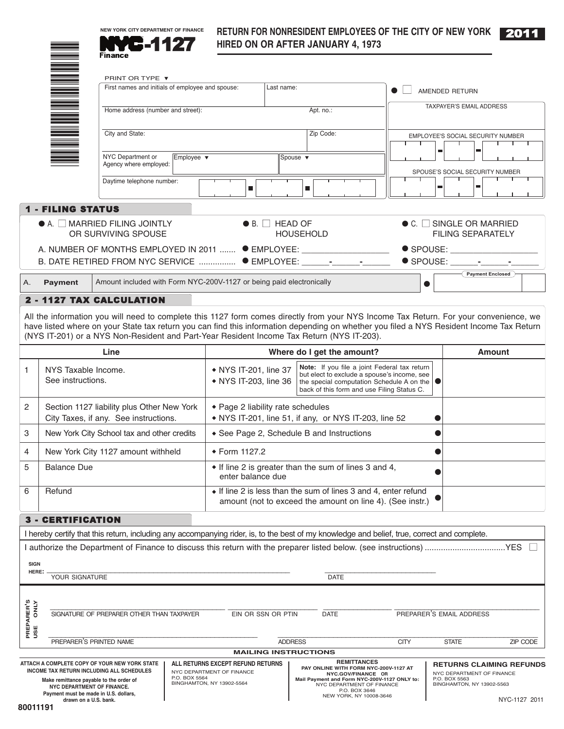NEW YORK CITY DEPARTMENT OF FINANCE

# NYC-1127

Finance

## RETURN FOR NONRESIDENT EMPLOYEES OF THE CITY OF NEW YORK HIRED ON OR AFTER JANUARY 4, 1973

**2011**

PRINT OR TYPE ▼

| First names and initials of employee and spouse: | Last name: | ☐ AMENDED RETURN |
|---|---|---|
| Home address (number and street): | Apt. no.: | TAXPAYER'S EMAIL ADDRESS |
| City and State: | Zip Code: | EMPLOYEE'S SOCIAL SECURITY NUMBER |
| NYC Department or Agency where employed: Employee ▼ | Spouse ▼ | SPOUSE'S SOCIAL SECURITY NUMBER |
| Daytime telephone number: | | |

## 1 - FILING STATUS

● A. ☐ MARRIED FILING JOINTLY OR SURVIVING SPOUSE

● B. ☐ HEAD OF HOUSEHOLD

● C. ☐ SINGLE OR MARRIED FILING SEPARATELY

A. NUMBER OF MONTHS EMPLOYED IN 2011 ....... ● EMPLOYEE: __________ ● SPOUSE: __________

B. DATE RETIRED FROM NYC SERVICE ................ ● EMPLOYEE: ____-____-____ ● SPOUSE: ____-____-____

| A. | **Payment** | Amount included with Form NYC-200V-1127 or being paid electronically | ● Payment Enclosed |
|---|---|---|---|

## 2 - 1127 TAX CALCULATION

All the information you will need to complete this 1127 form comes directly from your NYS Income Tax Return. For your convenience, we have listed where on your State tax return you can find this information depending on whether you filed a NYS Resident Income Tax Return (NYS IT-201) or a NYS Non-Resident and Part-Year Resident Income Tax Return (NYS IT-203).

| | Line | Where do I get the amount? | Amount |
|---|---|---|---|
| 1 | NYS Taxable Income. See instructions. | ◆ NYS IT-201, line 37<br>◆ NYS IT-203, line 36<br>**Note:** If you file a joint Federal tax return but elect to exclude a spouse's income, see the special computation Schedule A on the back of this form and use Filing Status C. ● | |
| 2 | Section 1127 liability plus Other New York City Taxes, if any. See instructions. | ◆ Page 2 liability rate schedules<br>◆ NYS IT-201, line 51, if any, or NYS IT-203, line 52 ● | |
| 3 | New York City School tax and other credits | ◆ See Page 2, Schedule B and Instructions ● | |
| 4 | New York City 1127 amount withheld | ◆ Form 1127.2 ● | |
| 5 | Balance Due | ◆ If line 2 is greater than the sum of lines 3 and 4, enter balance due ● | |
| 6 | Refund | ◆ If line 2 is less than the sum of lines 3 and 4, enter refund amount (not to exceed the amount on line 4). (See instr.) ● | |

## 3 - CERTIFICATION

I hereby certify that this return, including any accompanying rider, is, to the best of my knowledge and belief, true, correct and complete.

I authorize the Department of Finance to discuss this return with the preparer listed below. (see instructions) ..................................YES ☐

SIGN HERE: ______________________________ YOUR SIGNATURE ______________ DATE

PREPARER'S USE ONLY

______________________________ SIGNATURE OF PREPARER OTHER THAN TAXPAYER ______________ EIN OR SSN OR PTIN ______________ DATE ______________ PREPARER'S EMAIL ADDRESS

______________________________ PREPARER'S PRINTED NAME ______________ ADDRESS ______________ CITY ______________ STATE ______________ ZIP CODE

### MAILING INSTRUCTIONS

**ATTACH A COMPLETE COPY OF YOUR NEW YORK STATE INCOME TAX RETURN INCLUDING ALL SCHEDULES**

**Make remittance payable to the order of NYC DEPARTMENT OF FINANCE. Payment must be made in U.S. dollars, drawn on a U.S. bank.**

**ALL RETURNS EXCEPT REFUND RETURNS**
NYC DEPARTMENT OF FINANCE
P.O. BOX 5564
BINGHAMTON, NY 13902-5564

**REMITTANCES**
**PAY ONLINE WITH FORM NYC-200V-1127 AT NYC.GOV/FINANCE OR**
**Mail Payment and Form NYC-200V-1127 ONLY to:**
NYC DEPARTMENT OF FINANCE
P.O. BOX 3646
NEW YORK, NY 10008-3646

**RETURNS CLAIMING REFUNDS**
NYC DEPARTMENT OF FINANCE
P.O. BOX 5563
BINGHAMTON, NY 13902-5563

80011191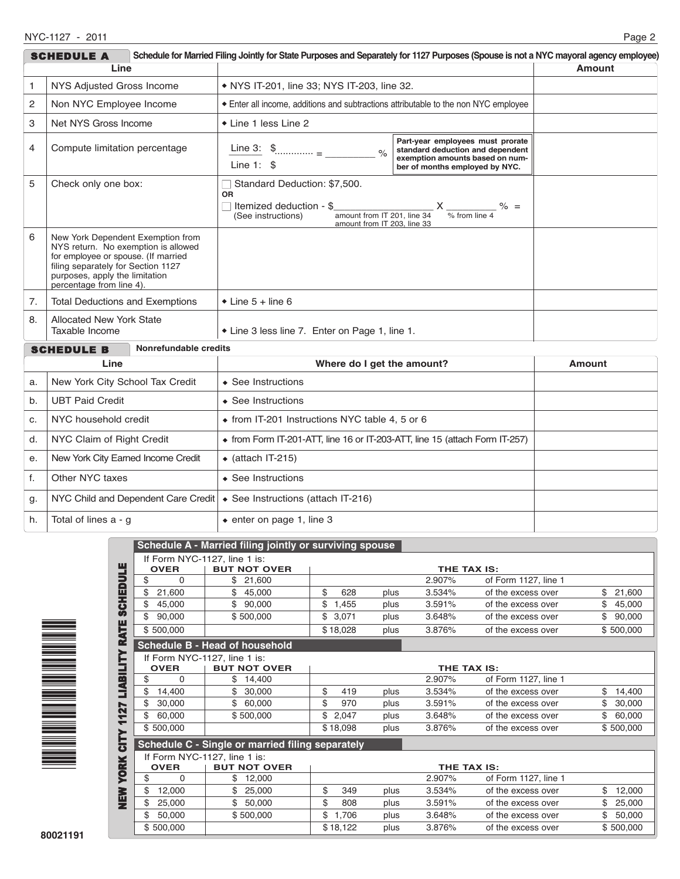## SCHEDULE A — Schedule for Married Filing Jointly for State Purposes and Separately for 1127 Purposes (Spouse is not a NYC mayoral agency employee)

| | Line | | Amount |
|---|---|---|---|
| 1 | NYS Adjusted Gross Income | ◆ NYS IT-201, line 33; NYS IT-203, line 32. | |
| 2 | Non NYC Employee Income | ◆ Enter all income, additions and subtractions attributable to the non NYC employee | |
| 3 | Net NYS Gross Income | ◆ Line 1 less Line 2 | |
| 4 | Compute limitation percentage | Line 3: $............. / Line 1: $ = __________ % — Part-year employees must prorate standard deduction and dependent exemption amounts based on number of months employed by NYC. | |
| 5 | Check only one box: | ☐ Standard Deduction: $7,500. OR ☐ Itemized deduction - $__________ (amount from IT 201, line 34 / amount from IT 203, line 33) X ________ % (% from line 4) = (See instructions) | |
| 6 | New York Dependent Exemption from NYS return. No exemption is allowed for employee or spouse. (If married filing separately for Section 1127 purposes, apply the limitation percentage from line 4). | | |
| 7. | Total Deductions and Exemptions | ◆ Line 5 + line 6 | |
| 8. | Allocated New York State Taxable Income | ◆ Line 3 less line 7. Enter on Page 1, line 1. | |

## SCHEDULE B — Nonrefundable credits

| | Line | Where do I get the amount? | Amount |
|---|---|---|---|
| a. | New York City School Tax Credit | ◆ See Instructions | |
| b. | UBT Paid Credit | ◆ See Instructions | |
| c. | NYC household credit | ◆ from IT-201 Instructions NYC table 4, 5 or 6 | |
| d. | NYC Claim of Right Credit | ◆ from Form IT-201-ATT, line 16 or IT-203-ATT, line 15 (attach Form IT-257) | |
| e. | New York City Earned Income Credit | ◆ (attach IT-215) | |
| f. | Other NYC taxes | ◆ See Instructions | |
| g. | NYC Child and Dependent Care Credit | ◆ See Instructions (attach IT-216) | |
| h. | Total of lines a - g | ◆ enter on page 1, line 3 | |

## NEW YORK CITY 1127 LIABILITY RATE SCHEDULE

### Schedule A - Married filing jointly or surviving spouse

If Form NYC-1127, line 1 is:

| OVER | BUT NOT OVER | THE TAX IS: | | | | |
|---|---|---|---|---|---|---|
| $ 0 | $ 21,600 | | | 2.907% | of Form 1127, line 1 | |
| $ 21,600 | $ 45,000 | $ 628 | plus | 3.534% | of the excess over | $ 21,600 |
| $ 45,000 | $ 90,000 | $ 1,455 | plus | 3.591% | of the excess over | $ 45,000 |
| $ 90,000 | $ 500,000 | $ 3,071 | plus | 3.648% | of the excess over | $ 90,000 |
| $ 500,000 | | $ 18,028 | plus | 3.876% | of the excess over | $ 500,000 |

### Schedule B - Head of household

If Form NYC-1127, line 1 is:

| OVER | BUT NOT OVER | THE TAX IS: | | | | |
|---|---|---|---|---|---|---|
| $ 0 | $ 14,400 | | | 2.907% | of Form 1127, line 1 | |
| $ 14,400 | $ 30,000 | $ 419 | plus | 3.534% | of the excess over | $ 14,400 |
| $ 30,000 | $ 60,000 | $ 970 | plus | 3.591% | of the excess over | $ 30,000 |
| $ 60,000 | $ 500,000 | $ 2,047 | plus | 3.648% | of the excess over | $ 60,000 |
| $ 500,000 | | $ 18,098 | plus | 3.876% | of the excess over | $ 500,000 |

### Schedule C - Single or married filing separately

If Form NYC-1127, line 1 is:

| OVER | BUT NOT OVER | THE TAX IS: | | | | |
|---|---|---|---|---|---|---|
| $ 0 | $ 12,000 | | | 2.907% | of Form 1127, line 1 | |
| $ 12,000 | $ 25,000 | $ 349 | plus | 3.534% | of the excess over | $ 12,000 |
| $ 25,000 | $ 50,000 | $ 808 | plus | 3.591% | of the excess over | $ 25,000 |
| $ 50,000 | $ 500,000 | $ 1,706 | plus | 3.648% | of the excess over | $ 50,000 |
| $ 500,000 | | $ 18,122 | plus | 3.876% | of the excess over | $ 500,000 |

80021191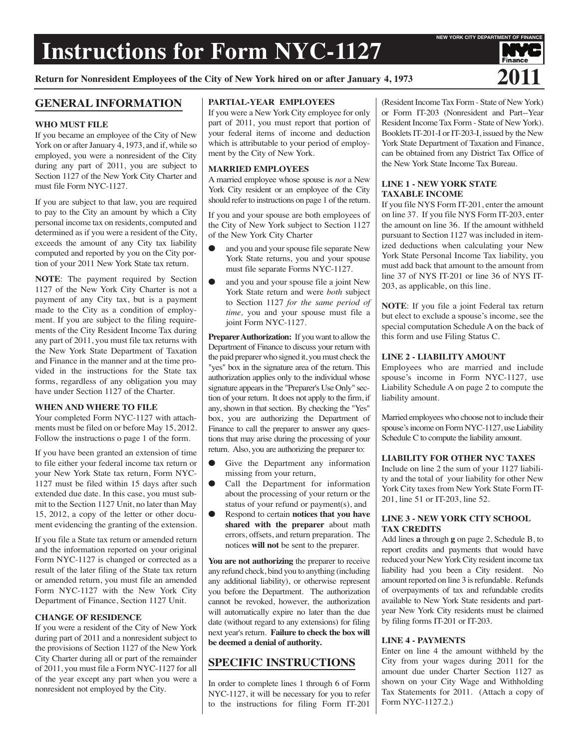# Instructions for Form NYC-1127

NEW YORK CITY DEPARTMENT OF FINANCE

**Return for Nonresident Employees of the City of New York hired on or after January 4, 1973** **2011**

## GENERAL INFORMATION

### WHO MUST FILE

If you became an employee of the City of New York on or after January 4, 1973, and if, while so employed, you were a nonresident of the City during any part of 2011, you are subject to Section 1127 of the New York City Charter and must file Form NYC-1127.

If you are subject to that law, you are required to pay to the City an amount by which a City personal income tax on residents, computed and determined as if you were a resident of the City, exceeds the amount of any City tax liability computed and reported by you on the City portion of your 2011 New York State tax return.

**NOTE**: The payment required by Section 1127 of the New York City Charter is not a payment of any City tax, but is a payment made to the City as a condition of employment. If you are subject to the filing requirements of the City Resident Income Tax during any part of 2011, you must file tax returns with the New York State Department of Taxation and Finance in the manner and at the time provided in the instructions for the State tax forms, regardless of any obligation you may have under Section 1127 of the Charter.

### WHEN AND WHERE TO FILE

Your completed Form NYC-1127 with attachments must be filed on or before May 15, 2012. Follow the instructions o page 1 of the form.

If you have been granted an extension of time to file either your federal income tax return or your New York State tax return, Form NYC-1127 must be filed within 15 days after such extended due date. In this case, you must submit to the Section 1127 Unit, no later than May 15, 2012, a copy of the letter or other document evidencing the granting of the extension.

If you file a State tax return or amended return and the information reported on your original Form NYC-1127 is changed or corrected as a result of the later filing of the State tax return or amended return, you must file an amended Form NYC-1127 with the New York City Department of Finance, Section 1127 Unit.

### CHANGE OF RESIDENCE

If you were a resident of the City of New York during part of 2011 and a nonresident subject to the provisions of Section 1127 of the New York City Charter during all or part of the remainder of 2011, you must file a Form NYC-1127 for all of the year except any part when you were a nonresident not employed by the City.

### PARTIAL-YEAR EMPLOYEES

If you were a New York City employee for only part of 2011, you must report that portion of your federal items of income and deduction which is attributable to your period of employment by the City of New York.

### MARRIED EMPLOYEES

A married employee whose spouse is *not* a New York City resident or an employee of the City should refer to instructions on page 1 of the return.

If you and your spouse are both employees of the City of New York subject to Section 1127 of the New York City Charter

- and you and your spouse file separate New York State returns, you and your spouse must file separate Forms NYC-1127.
- and you and your spouse file a joint New York State return and were *both* subject to Section 1127 *for the same period of time,* you and your spouse must file a joint Form NYC-1127.

**Preparer Authorization:** If you want to allow the Department of Finance to discuss your return with the paid preparer who signed it, you must check the "yes" box in the signature area of the return. This authorization applies only to the individual whose signature appears in the "Preparer's Use Only" section of your return. It does not apply to the firm, if any, shown in that section. By checking the "Yes" box, you are authorizing the Department of Finance to call the preparer to answer any questions that may arise during the processing of your return. Also, you are authorizing the preparer to:

- Give the Department any information missing from your return,
- Call the Department for information about the processing of your return or the status of your refund or payment(s), and
- Respond to certain **notices that you have shared with the preparer** about math errors, offsets, and return preparation. The notices **will not** be sent to the preparer.

**You are not authorizing** the preparer to receive any refund check, bind you to anything (including any additional liability), or otherwise represent you before the Department. The authorization cannot be revoked, however, the authorization will automatically expire no later than the due date (without regard to any extensions) for filing next year's return. **Failure to check the box will be deemed a denial of authority.**

## SPECIFIC INSTRUCTIONS

In order to complete lines 1 through 6 of Form NYC-1127, it will be necessary for you to refer to the instructions for filing Form IT-201 (Resident Income Tax Form - State of New York) or Form IT-203 (Nonresident and Part--Year Resident Income Tax Form - State of New York). Booklets IT-201-I or IT-203-I, issued by the New York State Department of Taxation and Finance, can be obtained from any District Tax Office of the New York State Income Tax Bureau.

### LINE 1 - NEW YORK STATE TAXABLE INCOME

If you file NYS Form IT-201, enter the amount on line 37. If you file NYS Form IT-203, enter the amount on line 36. If the amount withheld pursuant to Section 1127 was included in itemized deductions when calculating your New York State Personal Income Tax liability, you must add back that amount to the amount from line 37 of NYS IT-201 or line 36 of NYS IT-203, as applicable, on this line.

**NOTE**: If you file a joint Federal tax return but elect to exclude a spouse's income, see the special computation Schedule A on the back of this form and use Filing Status C.

### LINE 2 - LIABILITY AMOUNT

Employees who are married and include spouse's income in Form NYC-1127, use Liability Schedule A on page 2 to compute the liability amount.

Married employees who choose not to include their spouse's income on Form NYC-1127, use Liability Schedule C to compute the liability amount.

### LIABILITY FOR OTHER NYC TAXES

Include on line 2 the sum of your 1127 liability and the total of your liability for other New York City taxes from New York State Form IT-201, line 51 or IT-203, line 52.

### LINE 3 - NEW YORK CITY SCHOOL TAX CREDITS

Add lines **a** through **g** on page 2, Schedule B, to report credits and payments that would have reduced your New York City resident income tax liability had you been a City resident. No amount reported on line 3 is refundable. Refunds of overpayments of tax and refundable credits available to New York State residents and part-year New York City residents must be claimed by filing forms IT-201 or IT-203.

### LINE 4 - PAYMENTS

Enter on line 4 the amount withheld by the City from your wages during 2011 for the amount due under Charter Section 1127 as shown on your City Wage and Withholding Tax Statements for 2011. (Attach a copy of Form NYC-1127.2.)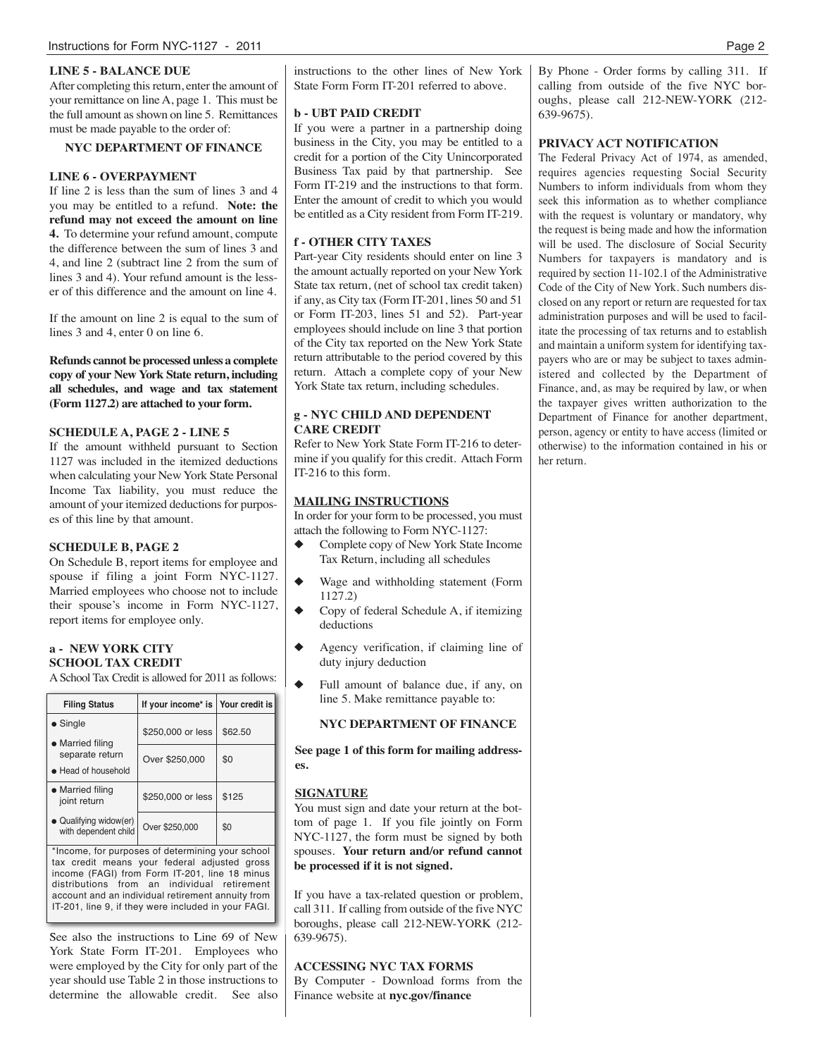**LINE 5 - BALANCE DUE**

After completing this return, enter the amount of your remittance on line A, page 1. This must be the full amount as shown on line 5. Remittances must be made payable to the order of:

**NYC DEPARTMENT OF FINANCE**

**LINE 6 - OVERPAYMENT**

If line 2 is less than the sum of lines 3 and 4 you may be entitled to a refund. **Note: the refund may not exceed the amount on line 4.** To determine your refund amount, compute the difference between the sum of lines 3 and 4, and line 2 (subtract line 2 from the sum of lines 3 and 4). Your refund amount is the lesser of this difference and the amount on line 4.

If the amount on line 2 is equal to the sum of lines 3 and 4, enter 0 on line 6.

**Refunds cannot be processed unless a complete copy of your New York State return, including all schedules, and wage and tax statement (Form 1127.2) are attached to your form.**

**SCHEDULE A, PAGE 2 - LINE 5**

If the amount withheld pursuant to Section 1127 was included in the itemized deductions when calculating your New York State Personal Income Tax liability, you must reduce the amount of your itemized deductions for purposes of this line by that amount.

**SCHEDULE B, PAGE 2**

On Schedule B, report items for employee and spouse if filing a joint Form NYC-1127. Married employees who choose not to include their spouse's income in Form NYC-1127, report items for employee only.

**a - NEW YORK CITY SCHOOL TAX CREDIT**

A School Tax Credit is allowed for 2011 as follows:

| Filing Status | If your income* is | Your credit is |
|---|---|---|
| • Single<br>• Married filing separate return<br>• Head of household | $250,000 or less | $62.50 |
| | Over $250,000 | $0 |
| • Married filing joint return | $250,000 or less | $125 |
| • Qualifying widow(er) with dependent child | Over $250,000 | $0 |

*Income, for purposes of determining your school tax credit means your federal adjusted gross income (FAGI) from Form IT-201, line 18 minus distributions from an individual retirement account and an individual retirement annuity from IT-201, line 9, if they were included in your FAGI.

See also the instructions to Line 69 of New York State Form IT-201. Employees who were employed by the City for only part of the year should use Table 2 in those instructions to determine the allowable credit. See also instructions to the other lines of New York State Form Form IT-201 referred to above.

**b - UBT PAID CREDIT**

If you were a partner in a partnership doing business in the City, you may be entitled to a credit for a portion of the City Unincorporated Business Tax paid by that partnership. See Form IT-219 and the instructions to that form. Enter the amount of credit to which you would be entitled as a City resident from Form IT-219.

**f - OTHER CITY TAXES**

Part-year City residents should enter on line 3 the amount actually reported on your New York State tax return, (net of school tax credit taken) if any, as City tax (Form IT-201, lines 50 and 51 or Form IT-203, lines 51 and 52). Part-year employees should include on line 3 that portion of the City tax reported on the New York State return attributable to the period covered by this return. Attach a complete copy of your New York State tax return, including schedules.

**g - NYC CHILD AND DEPENDENT CARE CREDIT**

Refer to New York State Form IT-216 to determine if you qualify for this credit. Attach Form IT-216 to this form.

**MAILING INSTRUCTIONS**

In order for your form to be processed, you must attach the following to Form NYC-1127:

- Complete copy of New York State Income Tax Return, including all schedules
- Wage and withholding statement (Form 1127.2)
- Copy of federal Schedule A, if itemizing deductions
- Agency verification, if claiming line of duty injury deduction
- Full amount of balance due, if any, on line 5. Make remittance payable to:

  **NYC DEPARTMENT OF FINANCE**

**See page 1 of this form for mailing addresses.**

**SIGNATURE**

You must sign and date your return at the bottom of page 1. If you file jointly on Form NYC-1127, the form must be signed by both spouses. **Your return and/or refund cannot be processed if it is not signed.**

If you have a tax-related question or problem, call 311. If calling from outside of the five NYC boroughs, please call 212-NEW-YORK (212-639-9675).

**ACCESSING NYC TAX FORMS**

By Computer - Download forms from the Finance website at **nyc.gov/finance**

By Phone - Order forms by calling 311. If calling from outside of the five NYC boroughs, please call 212-NEW-YORK (212-639-9675).

**PRIVACY ACT NOTIFICATION**

The Federal Privacy Act of 1974, as amended, requires agencies requesting Social Security Numbers to inform individuals from whom they seek this information as to whether compliance with the request is voluntary or mandatory, why the request is being made and how the information will be used. The disclosure of Social Security Numbers for taxpayers is mandatory and is required by section 11-102.1 of the Administrative Code of the City of New York. Such numbers disclosed on any report or return are requested for tax administration purposes and will be used to facilitate the processing of tax returns and to establish and maintain a uniform system for identifying taxpayers who are or may be subject to taxes administered and collected by the Department of Finance, and, as may be required by law, or when the taxpayer gives written authorization to the Department of Finance for another department, person, agency or entity to have access (limited or otherwise) to the information contained in his or her return.